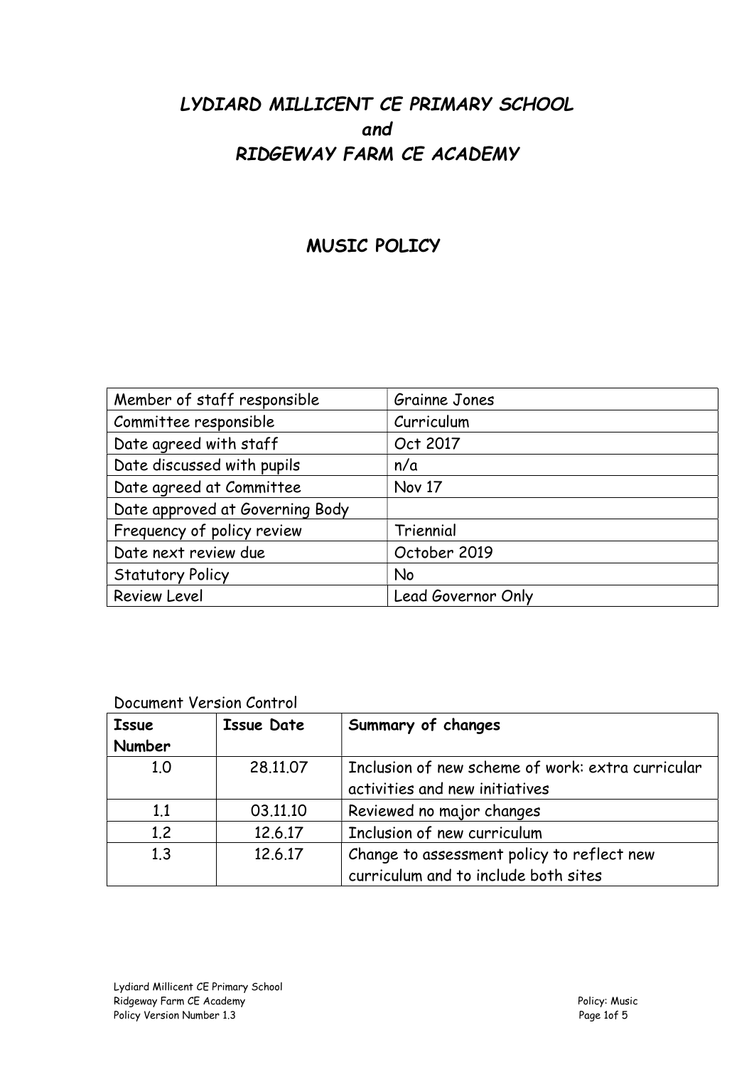# *LYDIARD MILLICENT CE PRIMARY SCHOOL*
# *and*
# *RIDGEWAY FARM CE ACADEMY*

## MUSIC POLICY

| Member of staff responsible | Grainne Jones |
|---|---|
| Committee responsible | Curriculum |
| Date agreed with staff | Oct 2017 |
| Date discussed with pupils | n/a |
| Date agreed at Committee | Nov 17 |
| Date approved at Governing Body | |
| Frequency of policy review | Triennial |
| Date next review due | October 2019 |
| Statutory Policy | No |
| Review Level | Lead Governor Only |

Document Version Control

| **Issue Number** | **Issue Date** | **Summary of changes** |
|---|---|---|
| 1.0 | 28.11.07 | Inclusion of new scheme of work: extra curricular activities and new initiatives |
| 1.1 | 03.11.10 | Reviewed no major changes |
| 1.2 | 12.6.17 | Inclusion of new curriculum |
| 1.3 | 12.6.17 | Change to assessment policy to reflect new curriculum and to include both sites |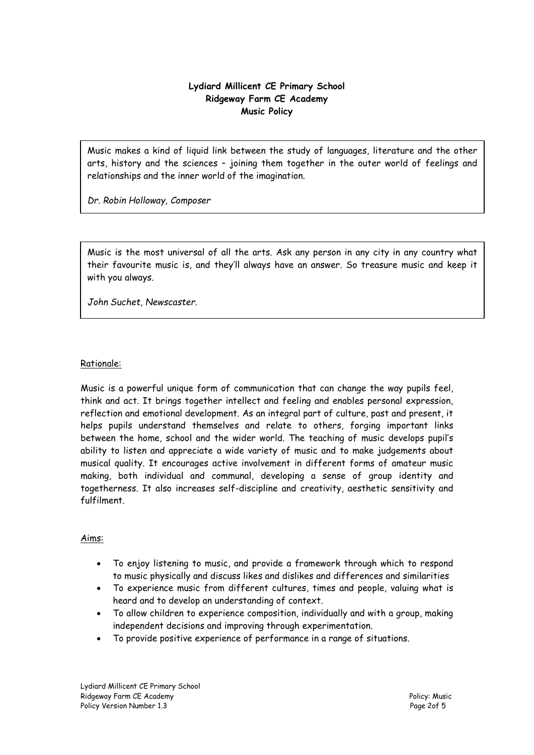**Lydiard Millicent CE Primary School**
**Ridgeway Farm CE Academy**
**Music Policy**

> Music makes a kind of liquid link between the study of languages, literature and the other arts, history and the sciences – joining them together in the outer world of feelings and relationships and the inner world of the imagination.
>
> *Dr. Robin Holloway, Composer*

> Music is the most universal of all the arts. Ask any person in any city in any country what their favourite music is, and they'll always have an answer. So treasure music and keep it with you always.
>
> *John Suchet, Newscaster.*

## Rationale:

Music is a powerful unique form of communication that can change the way pupils feel, think and act. It brings together intellect and feeling and enables personal expression, reflection and emotional development. As an integral part of culture, past and present, it helps pupils understand themselves and relate to others, forging important links between the home, school and the wider world. The teaching of music develops pupil's ability to listen and appreciate a wide variety of music and to make judgements about musical quality. It encourages active involvement in different forms of amateur music making, both individual and communal, developing a sense of group identity and togetherness. It also increases self-discipline and creativity, aesthetic sensitivity and fulfilment.

## Aims:

- To enjoy listening to music, and provide a framework through which to respond to music physically and discuss likes and dislikes and differences and similarities
- To experience music from different cultures, times and people, valuing what is heard and to develop an understanding of context.
- To allow children to experience composition, individually and with a group, making independent decisions and improving through experimentation.
- To provide positive experience of performance in a range of situations.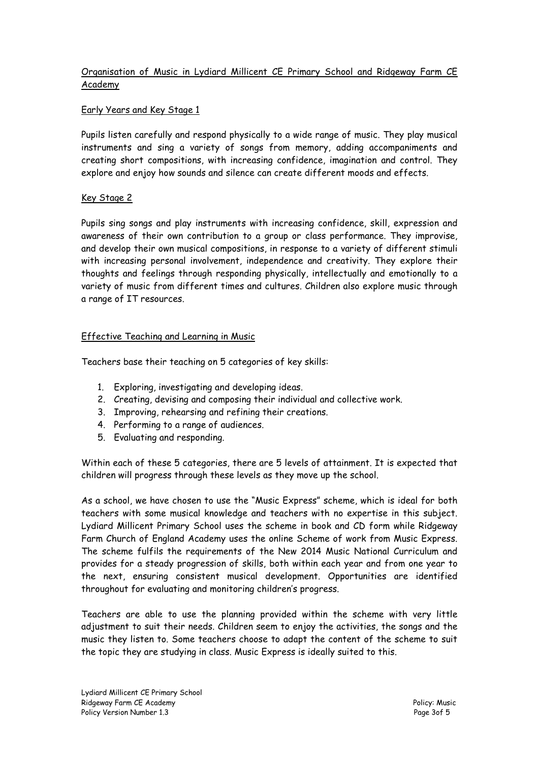## Organisation of Music in Lydiard Millicent CE Primary School and Ridgeway Farm CE Academy

### Early Years and Key Stage 1

Pupils listen carefully and respond physically to a wide range of music. They play musical instruments and sing a variety of songs from memory, adding accompaniments and creating short compositions, with increasing confidence, imagination and control. They explore and enjoy how sounds and silence can create different moods and effects.

### Key Stage 2

Pupils sing songs and play instruments with increasing confidence, skill, expression and awareness of their own contribution to a group or class performance. They improvise, and develop their own musical compositions, in response to a variety of different stimuli with increasing personal involvement, independence and creativity. They explore their thoughts and feelings through responding physically, intellectually and emotionally to a variety of music from different times and cultures. Children also explore music through a range of IT resources.

## Effective Teaching and Learning in Music

Teachers base their teaching on 5 categories of key skills:

1. Exploring, investigating and developing ideas.
2. Creating, devising and composing their individual and collective work.
3. Improving, rehearsing and refining their creations.
4. Performing to a range of audiences.
5. Evaluating and responding.

Within each of these 5 categories, there are 5 levels of attainment. It is expected that children will progress through these levels as they move up the school.

As a school, we have chosen to use the "Music Express" scheme, which is ideal for both teachers with some musical knowledge and teachers with no expertise in this subject. Lydiard Millicent Primary School uses the scheme in book and CD form while Ridgeway Farm Church of England Academy uses the online Scheme of work from Music Express. The scheme fulfils the requirements of the New 2014 Music National Curriculum and provides for a steady progression of skills, both within each year and from one year to the next, ensuring consistent musical development. Opportunities are identified throughout for evaluating and monitoring children's progress.

Teachers are able to use the planning provided within the scheme with very little adjustment to suit their needs. Children seem to enjoy the activities, the songs and the music they listen to. Some teachers choose to adapt the content of the scheme to suit the topic they are studying in class. Music Express is ideally suited to this.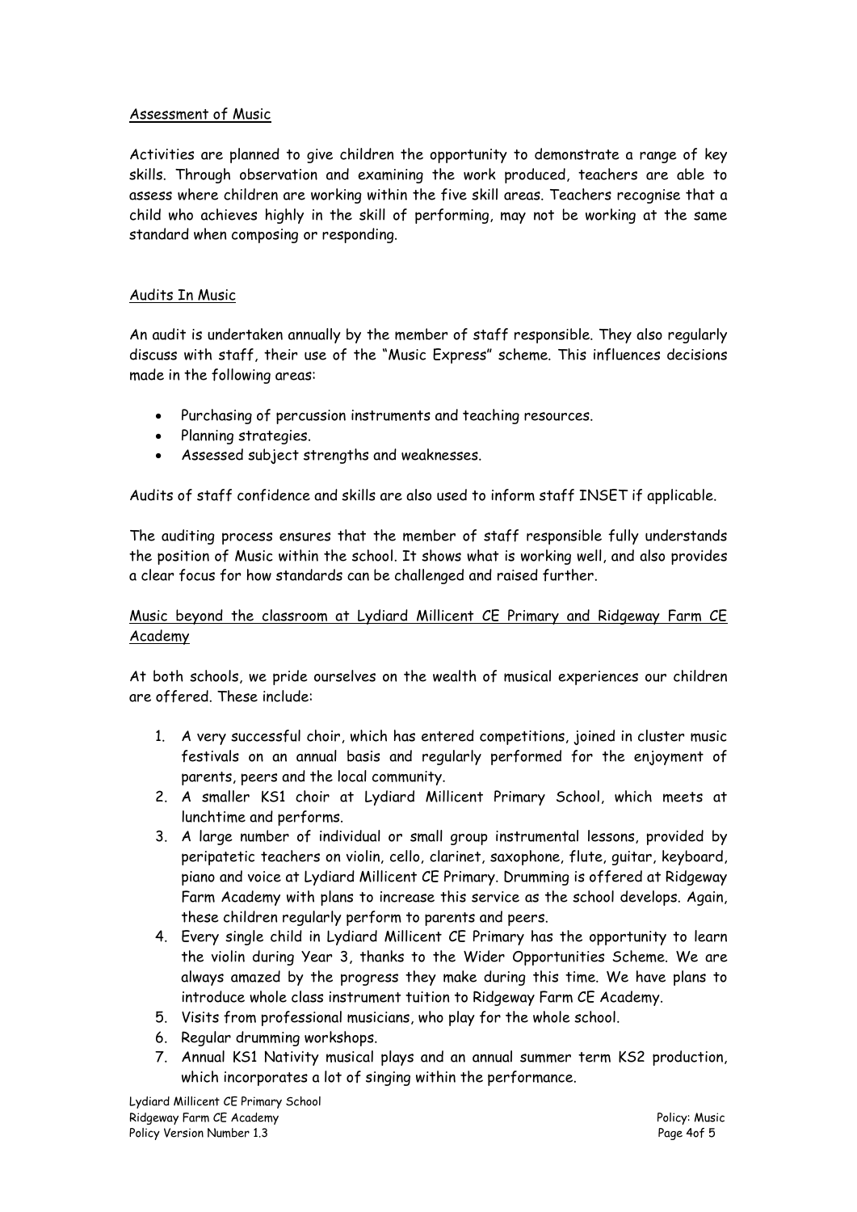## Assessment of Music

Activities are planned to give children the opportunity to demonstrate a range of key skills. Through observation and examining the work produced, teachers are able to assess where children are working within the five skill areas. Teachers recognise that a child who achieves highly in the skill of performing, may not be working at the same standard when composing or responding.

## Audits In Music

An audit is undertaken annually by the member of staff responsible. They also regularly discuss with staff, their use of the "Music Express" scheme. This influences decisions made in the following areas:

- Purchasing of percussion instruments and teaching resources.
- Planning strategies.
- Assessed subject strengths and weaknesses.

Audits of staff confidence and skills are also used to inform staff INSET if applicable.

The auditing process ensures that the member of staff responsible fully understands the position of Music within the school. It shows what is working well, and also provides a clear focus for how standards can be challenged and raised further.

## Music beyond the classroom at Lydiard Millicent CE Primary and Ridgeway Farm CE Academy

At both schools, we pride ourselves on the wealth of musical experiences our children are offered. These include:

1. A very successful choir, which has entered competitions, joined in cluster music festivals on an annual basis and regularly performed for the enjoyment of parents, peers and the local community.
2. A smaller KS1 choir at Lydiard Millicent Primary School, which meets at lunchtime and performs.
3. A large number of individual or small group instrumental lessons, provided by peripatetic teachers on violin, cello, clarinet, saxophone, flute, guitar, keyboard, piano and voice at Lydiard Millicent CE Primary. Drumming is offered at Ridgeway Farm Academy with plans to increase this service as the school develops. Again, these children regularly perform to parents and peers.
4. Every single child in Lydiard Millicent CE Primary has the opportunity to learn the violin during Year 3, thanks to the Wider Opportunities Scheme. We are always amazed by the progress they make during this time. We have plans to introduce whole class instrument tuition to Ridgeway Farm CE Academy.
5. Visits from professional musicians, who play for the whole school.
6. Regular drumming workshops.
7. Annual KS1 Nativity musical plays and an annual summer term KS2 production, which incorporates a lot of singing within the performance.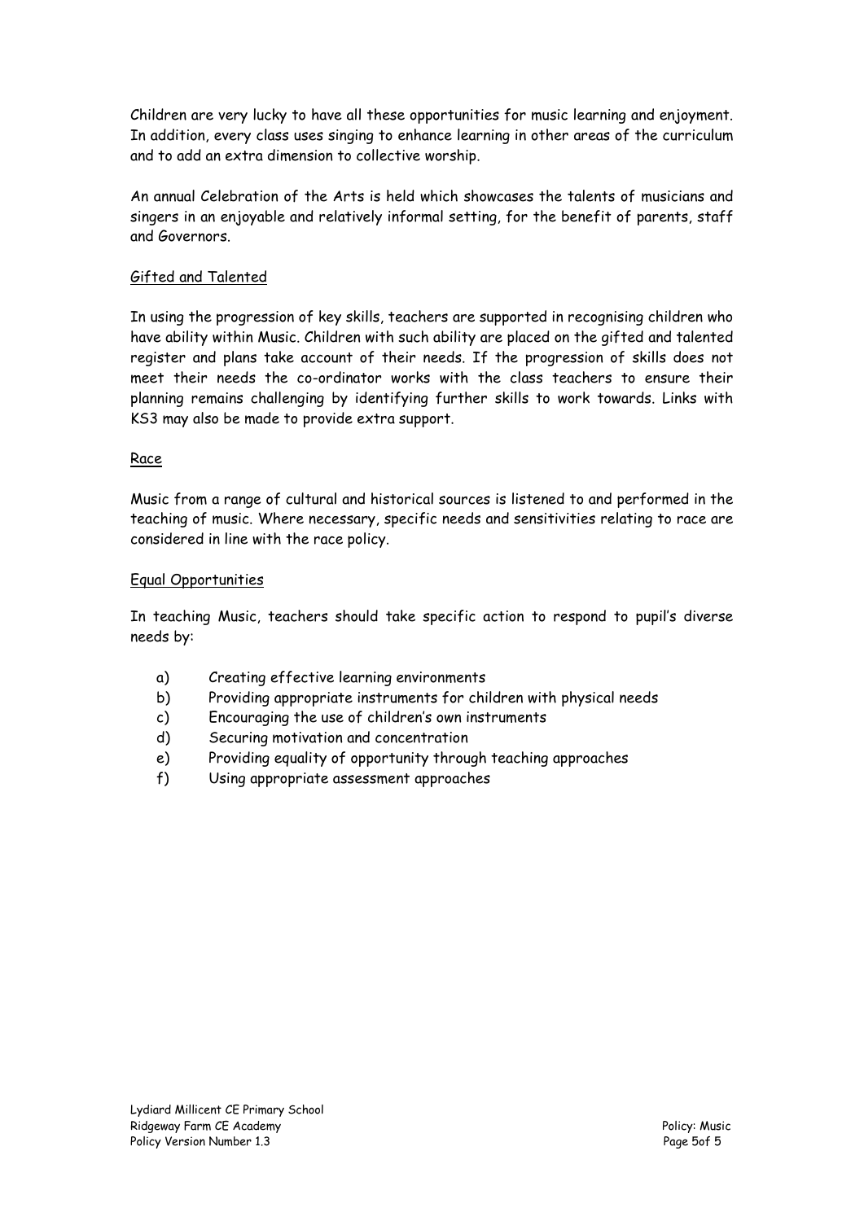Children are very lucky to have all these opportunities for music learning and enjoyment. In addition, every class uses singing to enhance learning in other areas of the curriculum and to add an extra dimension to collective worship.

An annual Celebration of the Arts is held which showcases the talents of musicians and singers in an enjoyable and relatively informal setting, for the benefit of parents, staff and Governors.

## Gifted and Talented

In using the progression of key skills, teachers are supported in recognising children who have ability within Music. Children with such ability are placed on the gifted and talented register and plans take account of their needs. If the progression of skills does not meet their needs the co-ordinator works with the class teachers to ensure their planning remains challenging by identifying further skills to work towards. Links with KS3 may also be made to provide extra support.

## Race

Music from a range of cultural and historical sources is listened to and performed in the teaching of music. Where necessary, specific needs and sensitivities relating to race are considered in line with the race policy.

## Equal Opportunities

In teaching Music, teachers should take specific action to respond to pupil's diverse needs by:

a) Creating effective learning environments
b) Providing appropriate instruments for children with physical needs
c) Encouraging the use of children's own instruments
d) Securing motivation and concentration
e) Providing equality of opportunity through teaching approaches
f) Using appropriate assessment approaches